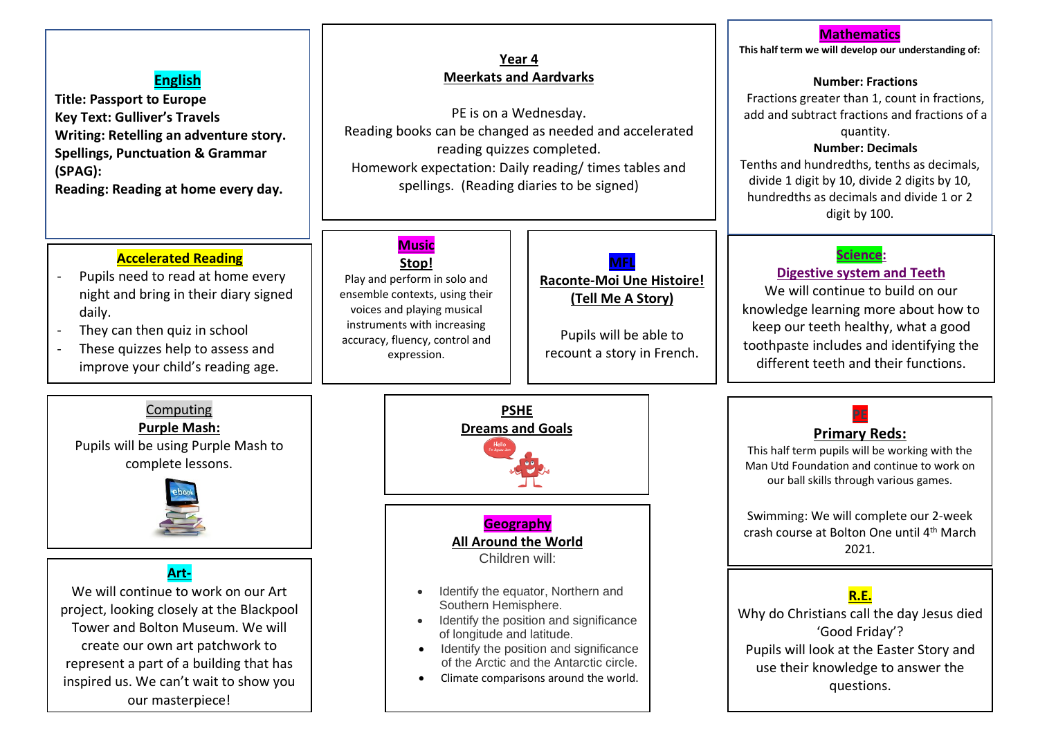## Year 4
## Meerkats and Aardvarks

PE is on a Wednesday.
Reading books can be changed as needed and accelerated reading quizzes completed.
Homework expectation: Daily reading/ times tables and spellings. (Reading diaries to be signed)

## English

**Title: Passport to Europe**
**Key Text: Gulliver's Travels**
**Writing: Retelling an adventure story.**
**Spellings, Punctuation & Grammar (SPAG):**
**Reading: Reading at home every day.**

## Mathematics

**This half term we will develop our understanding of:**

**Number: Fractions**
Fractions greater than 1, count in fractions, add and subtract fractions and fractions of a quantity.

**Number: Decimals**
Tenths and hundredths, tenths as decimals, divide 1 digit by 10, divide 2 digits by 10, hundredths as decimals and divide 1 or 2 digit by 100.

## Accelerated Reading

- Pupils need to read at home every night and bring in their diary signed daily.
- They can then quiz in school
- These quizzes help to assess and improve your child's reading age.

## Music
**Stop!**

Play and perform in solo and ensemble contexts, using their voices and playing musical instruments with increasing accuracy, fluency, control and expression.

## MFL
**Raconte-Moi Une Histoire!**
**(Tell Me A Story)**

Pupils will be able to recount a story in French.

## Science:
**Digestive system and Teeth**

We will continue to build on our knowledge learning more about how to keep our teeth healthy, what a good toothpaste includes and identifying the different teeth and their functions.

## Computing
**Purple Mash:**

Pupils will be using Purple Mash to complete lessons.

## PSHE
**Dreams and Goals**

## PE
**Primary Reds:**

This half term pupils will be working with the Man Utd Foundation and continue to work on our ball skills through various games.

Swimming: We will complete our 2-week crash course at Bolton One until 4th March 2021.

## Art-

We will continue to work on our Art project, looking closely at the Blackpool Tower and Bolton Museum. We will create our own art patchwork to represent a part of a building that has inspired us. We can't wait to show you our masterpiece!

## Geography
**All Around the World**

Children will:

- Identify the equator, Northern and Southern Hemisphere.
- Identify the position and significance of longitude and latitude.
- Identify the position and significance of the Arctic and the Antarctic circle.
- Climate comparisons around the world.

## R.E.

Why do Christians call the day Jesus died 'Good Friday'?
Pupils will look at the Easter Story and use their knowledge to answer the questions.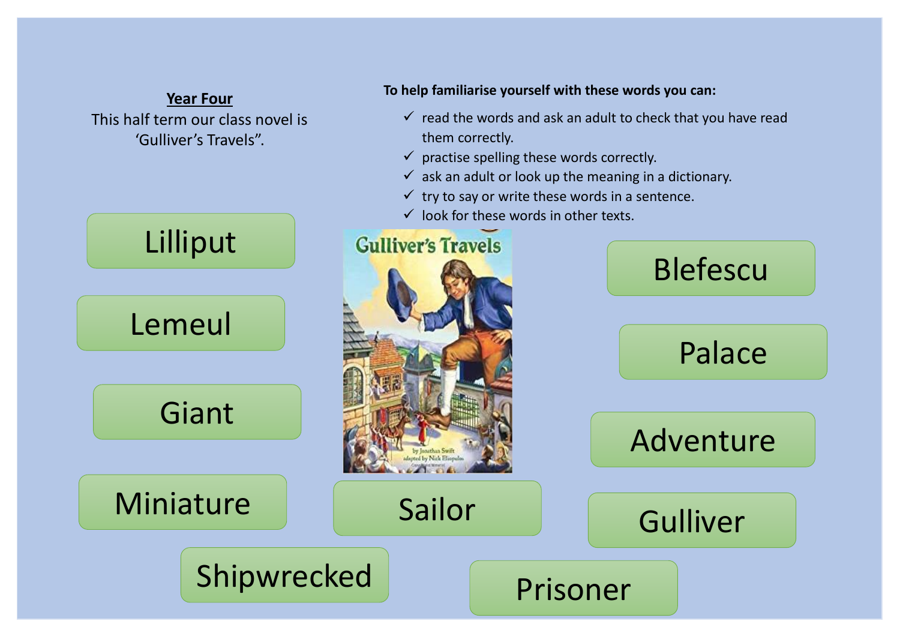**Year Four**

This half term our class novel is 'Gulliver's Travels".

**To help familiarise yourself with these words you can:**

- ✓ read the words and ask an adult to check that you have read them correctly.
- ✓ practise spelling these words correctly.
- ✓ ask an adult or look up the meaning in a dictionary.
- ✓ try to say or write these words in a sentence.
- ✓ look for these words in other texts.

Lilliput

Lemeul

Giant

Miniature

Shipwrecked

Sailor

Prisoner

Gulliver

Adventure

Palace

Blefescu